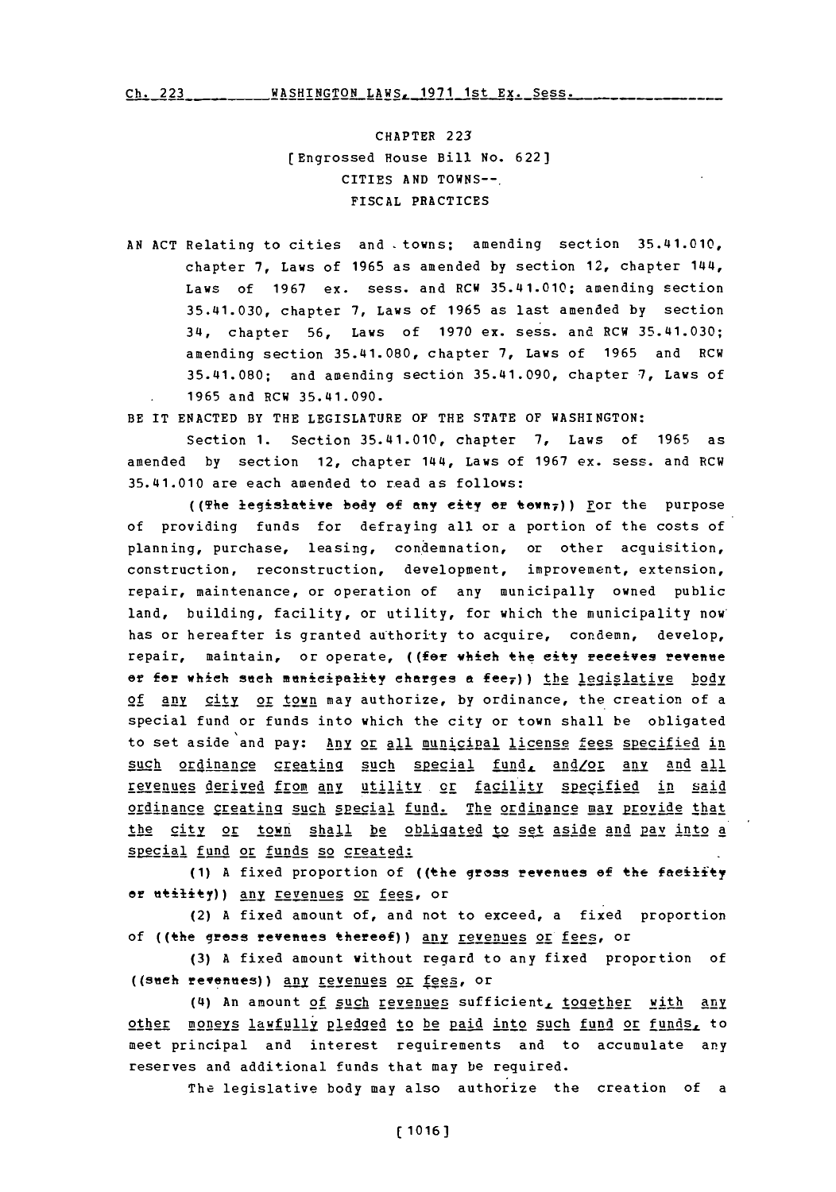CHAPTER 223

[Engrossed House Bill No. 622]

CITIES AND TOWNS--

FISCAL PRACTICES

AN ACT Relating to cities and towns; amending section 35.41.010, chapter 7, Laws of 1965 as amended by section 12, chapter 144, Laws of 1967 ex. sess. and RCW 35.41.010; amending section 35.41.030, chapter 7, Laws of 1965 as last amended by section 34, chapter 56, Laws of 1970 ex. sess. and RCW 35.41.030; amending section 35.41.080, chapter 7, Laws of 1965 and RCW 35.41.080; and amending section 35.41.090, chapter 7, Laws of 1965 and RCW 35.41.090.

BE IT ENACTED BY THE LEGISLATURE OF THE STATE OF WASHINGTON:

Section 1. Section 35.41.010, chapter 7, Laws of 1965 as amended by section 12, chapter 144, Laws of 1967 ex. sess. and RCW 35.41.010 are each amended to read as follows:

((The legislative body of any city or town,)) For the purpose of providing funds for defraying all or a portion of the costs of planning, purchase, leasing, condemnation, or other acquisition, construction, reconstruction, development, improvement, extension, repair, maintenance, or operation of any municipally owned public land, building, facility, or utility, for which the municipality now has or hereafter is granted authority to acquire, condemn, develop, repair, maintain, or operate, ((for which the city receives revenue or for which such municipality charges a fee,)) the legislative body of any city or town may authorize, by ordinance, the creation of a special fund or funds into which the city or town shall be obligated to set aside and pay: Any or all municipal license fees specified in such ordinance creating such special fund, and/or any and all revenues derived from any utility or facility specified in said ordinance creating such special fund. The ordinance may provide that the city or town shall be obligated to set aside and pay into a special fund or funds so created:

(1) A fixed proportion of ((the gross revenues of the facility or utility)) any revenues or fees, or

(2) A fixed amount of, and not to exceed, a fixed proportion of ((the gross revenues thereof)) any revenues or fees, or

(3) A fixed amount without regard to any fixed proportion of ((such revenues)) any revenues or fees, or

(4) An amount of such revenues sufficient, together with any other moneys lawfully pledged to be paid into such fund or funds, to meet principal and interest requirements and to accumulate any reserves and additional funds that may be required.

The legislative body may also authorize the creation of a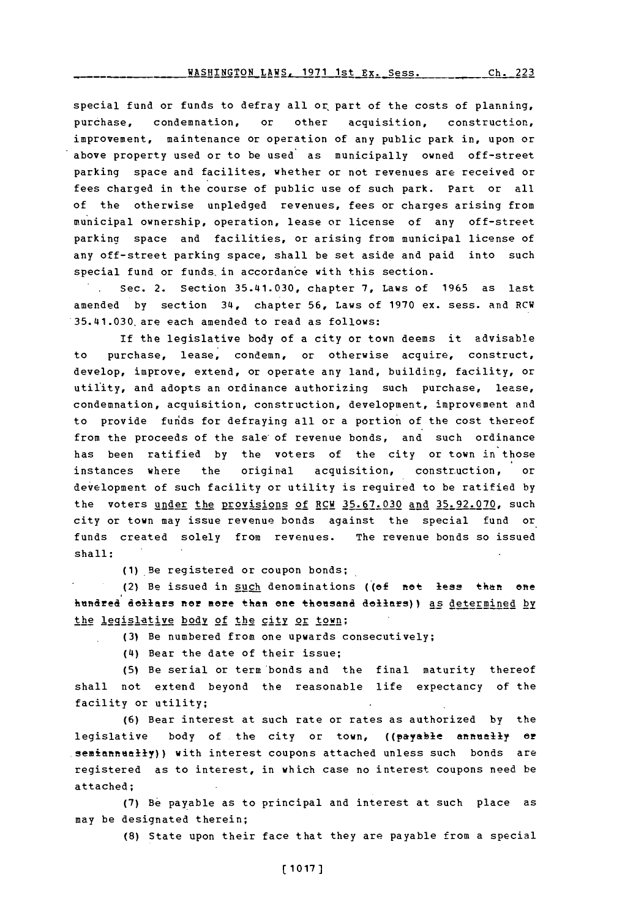special fund or funds to defray all or part of the costs of planning, purchase, condemnation, or other acquisition, construction, improvement, maintenance or operation of any public park in, upon or above property used or to be used as municipally owned off-street parking space and facilites, whether or not revenues are received or fees charged in the course of public use of such park. Part or all of the otherwise unpledged revenues, fees or charges arising from municipal ownership, operation, lease or license of any off-street parking space and facilities, or arising from municipal license of any off-street parking space, shall be set aside and paid into such special fund or funds in accordance with this section.

Sec. 2. Section 35.41.030, chapter 7, Laws of 1965 as last amended by section 34, chapter 56, Laws of 1970 ex. sess. and RCW 35.41.030 are each amended to read as follows:

If the legislative body of a city or town deems it advisable to purchase, lease, condemn, or otherwise acquire, construct, develop, improve, extend, or operate any land, building, facility, or utility, and adopts an ordinance authorizing such purchase, lease, condemnation, acquisition, construction, development, improvement and to provide funds for defraying all or a portion of the cost thereof from the proceeds of the sale of revenue bonds, and such ordinance has been ratified by the voters of the city or town in those instances where the original acquisition, construction, or development of such facility or utility is required to be ratified by the voters under the provisions of RCW 35.67.030 and 35.92.070, such city or town may issue revenue bonds against the special fund or funds created solely from revenues. The revenue bonds so issued shall:

(1) Be registered or coupon bonds;

(2) Be issued in such denominations ((of not less than one hundred dollars nor more than one thousand dollars)) as determined by the legislative body of the city or town;

(3) Be numbered from one upwards consecutively;

(4) Bear the date of their issue;

(5) Be serial or term bonds and the final maturity thereof shall not extend beyond the reasonable life expectancy of the facility or utility;

(6) Bear interest at such rate or rates as authorized by the legislative body of the city or town, ((payable annually or semiannually)) with interest coupons attached unless such bonds are registered as to interest, in which case no interest coupons need be attached;

(7) Be payable as to principal and interest at such place as may be designated therein;

(8) State upon their face that they are payable from a special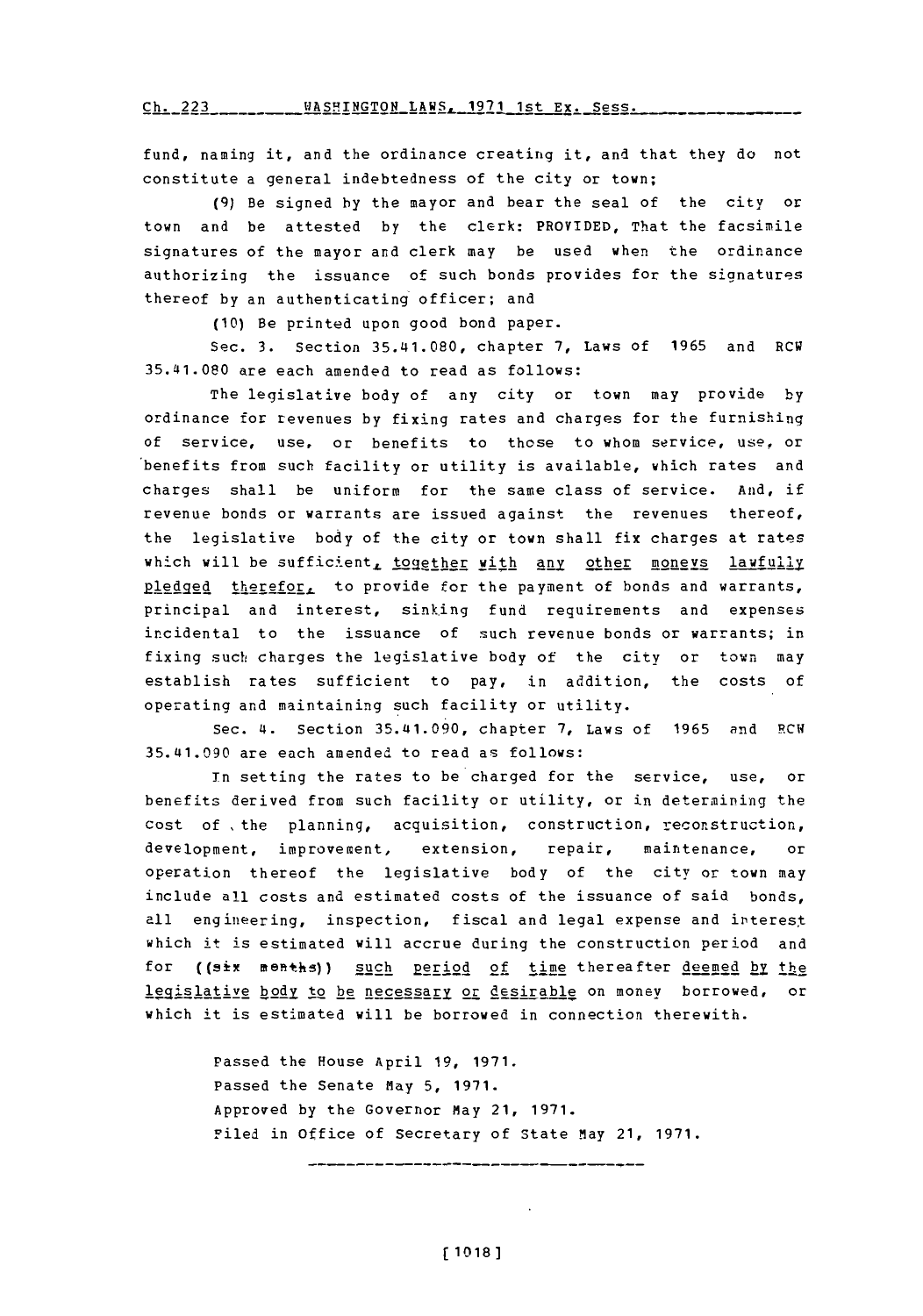fund, naming it, and the ordinance creating it, and that they do not constitute a general indebtedness of the city or town;

(9) Be signed by the mayor and bear the seal of the city or town and be attested by the clerk: PROVIDED, That the facsimile signatures of the mayor and clerk may be used when the ordinance authorizing the issuance of such bonds provides for the signatures thereof by an authenticating officer; and

(10) Be printed upon good bond paper.

Sec. 3. Section 35.41.080, chapter 7, Laws of 1965 and RCW 35.41.080 are each amended to read as follows:

The legislative body of any city or town may provide by ordinance for revenues by fixing rates and charges for the furnishing of service, use, or benefits to those to whom service, use, or benefits from such facility or utility is available, which rates and charges shall be uniform for the same class of service. And, if revenue bonds or warrants are issued against the revenues thereof, the legislative body of the city or town shall fix charges at rates which will be sufficient, together with any other moneys lawfully pledged therefor, to provide for the payment of bonds and warrants, principal and interest, sinking fund requirements and expenses incidental to the issuance of such revenue bonds or warrants; in fixing such charges the legislative body of the city or town may establish rates sufficient to pay, in addition, the costs of operating and maintaining such facility or utility.

Sec. 4. Section 35.41.090, chapter 7, Laws of 1965 and RCW 35.41.090 are each amended to read as follows:

In setting the rates to be charged for the service, use, or benefits derived from such facility or utility, or in determining the cost of the planning, acquisition, construction, reconstruction, development, improvement, extension, repair, maintenance, or operation thereof the legislative body of the city or town may include all costs and estimated costs of the issuance of said bonds, all engineering, inspection, fiscal and legal expense and interest which it is estimated will accrue during the construction period and for ((six months)) such period of time thereafter deemed by the legislative body to be necessary or desirable on money borrowed, or which it is estimated will be borrowed in connection therewith.

Passed the House April 19, 1971.
Passed the Senate May 5, 1971.
Approved by the Governor May 21, 1971.
Filed in Office of Secretary of State May 21, 1971.